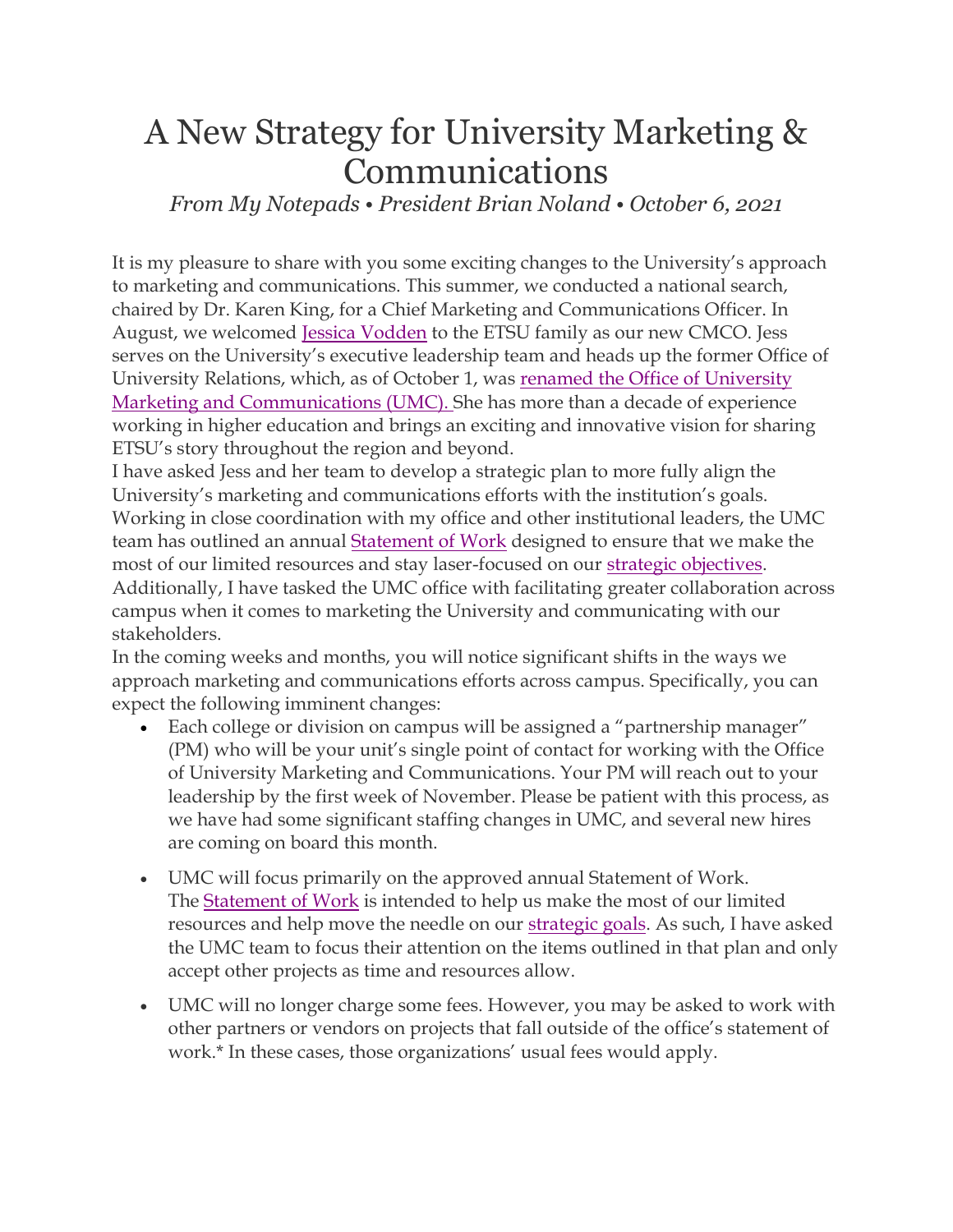# A New Strategy for University Marketing & Communications

*From My Notepads • President Brian Noland • October 6, 2021*

It is my pleasure to share with you some exciting changes to the University's approach to marketing and communications. This summer, we conducted a national search, chaired by Dr. Karen King, for a Chief Marketing and Communications Officer. In August, we welcomed Jessica Vodden to the ETSU family as our new CMCO. Jess serves on the University's executive leadership team and heads up the former Office of University Relations, which, as of October 1, was renamed the Office of University Marketing and Communications (UMC). She has more than a decade of experience working in higher education and brings an exciting and innovative vision for sharing ETSU's story throughout the region and beyond.

I have asked Jess and her team to develop a strategic plan to more fully align the University's marketing and communications efforts with the institution's goals. Working in close coordination with my office and other institutional leaders, the UMC team has outlined an annual Statement of Work designed to ensure that we make the most of our limited resources and stay laser-focused on our strategic objectives. Additionally, I have tasked the UMC office with facilitating greater collaboration across campus when it comes to marketing the University and communicating with our stakeholders.

In the coming weeks and months, you will notice significant shifts in the ways we approach marketing and communications efforts across campus. Specifically, you can expect the following imminent changes:

- Each college or division on campus will be assigned a "partnership manager" (PM) who will be your unit's single point of contact for working with the Office of University Marketing and Communications. Your PM will reach out to your leadership by the first week of November. Please be patient with this process, as we have had some significant staffing changes in UMC, and several new hires are coming on board this month.

- UMC will focus primarily on the approved annual Statement of Work. The Statement of Work is intended to help us make the most of our limited resources and help move the needle on our strategic goals. As such, I have asked the UMC team to focus their attention on the items outlined in that plan and only accept other projects as time and resources allow.

- UMC will no longer charge some fees. However, you may be asked to work with other partners or vendors on projects that fall outside of the office's statement of work.* In these cases, those organizations' usual fees would apply.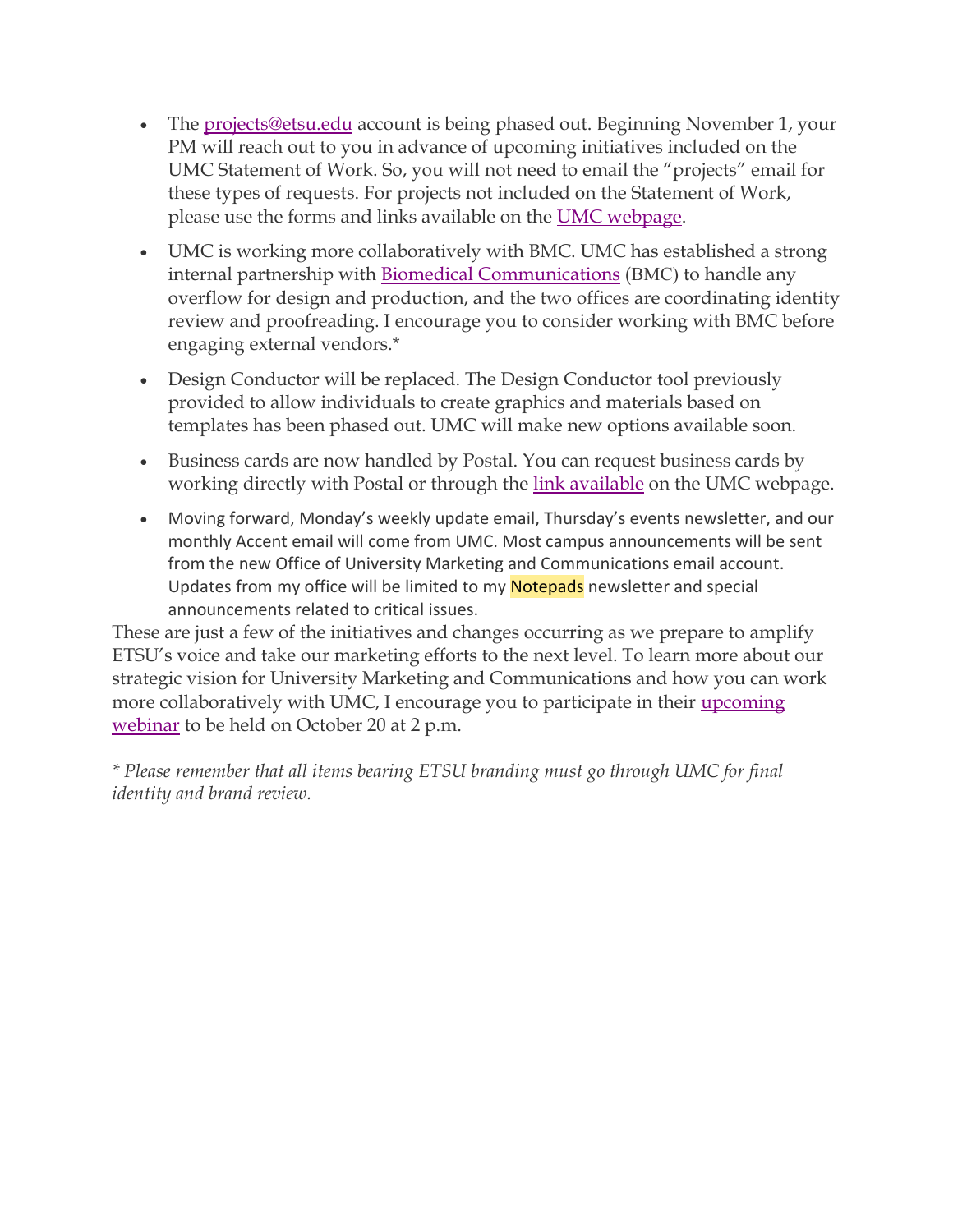- The projects@etsu.edu account is being phased out. Beginning November 1, your PM will reach out to you in advance of upcoming initiatives included on the UMC Statement of Work. So, you will not need to email the "projects" email for these types of requests. For projects not included on the Statement of Work, please use the forms and links available on the UMC webpage.
- UMC is working more collaboratively with BMC. UMC has established a strong internal partnership with Biomedical Communications (BMC) to handle any overflow for design and production, and the two offices are coordinating identity review and proofreading. I encourage you to consider working with BMC before engaging external vendors.*
- Design Conductor will be replaced. The Design Conductor tool previously provided to allow individuals to create graphics and materials based on templates has been phased out. UMC will make new options available soon.
- Business cards are now handled by Postal. You can request business cards by working directly with Postal or through the link available on the UMC webpage.
- Moving forward, Monday's weekly update email, Thursday's events newsletter, and our monthly Accent email will come from UMC. Most campus announcements will be sent from the new Office of University Marketing and Communications email account. Updates from my office will be limited to my Notepads newsletter and special announcements related to critical issues.

These are just a few of the initiatives and changes occurring as we prepare to amplify ETSU's voice and take our marketing efforts to the next level. To learn more about our strategic vision for University Marketing and Communications and how you can work more collaboratively with UMC, I encourage you to participate in their upcoming webinar to be held on October 20 at 2 p.m.

*\* Please remember that all items bearing ETSU branding must go through UMC for final identity and brand review.*